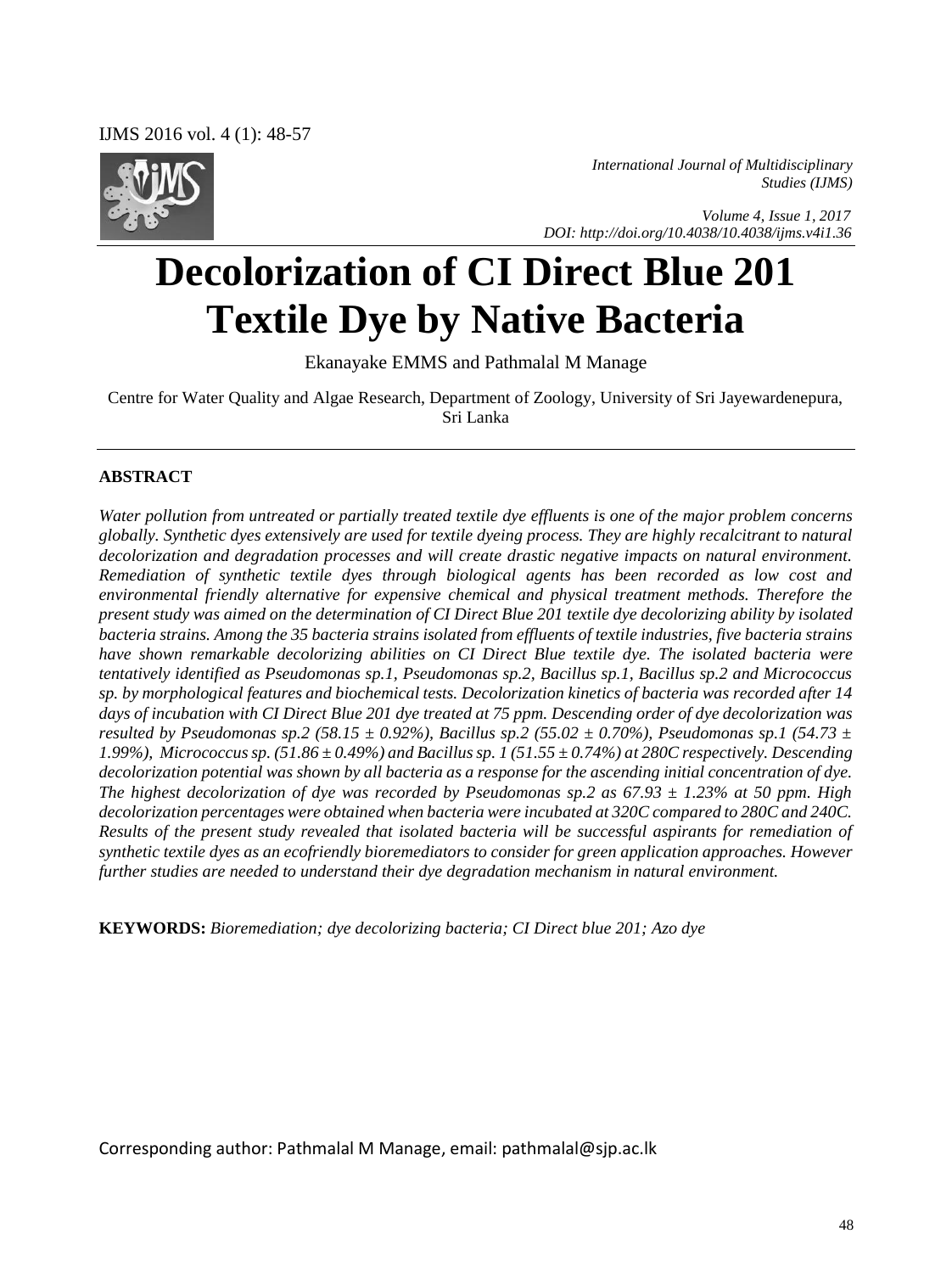*International Journal of Multidisciplinary Studies (IJMS)*

*Volume 4, Issue 1, 2017*
*DOI: http://doi.org/10.4038/10.4038/ijms.v4i1.36*

# Decolorization of CI Direct Blue 201 Textile Dye by Native Bacteria

Ekanayake EMMS and Pathmalal M Manage

Centre for Water Quality and Algae Research, Department of Zoology, University of Sri Jayewardenepura, Sri Lanka

## ABSTRACT

*Water pollution from untreated or partially treated textile dye effluents is one of the major problem concerns globally. Synthetic dyes extensively are used for textile dyeing process. They are highly recalcitrant to natural decolorization and degradation processes and will create drastic negative impacts on natural environment. Remediation of synthetic textile dyes through biological agents has been recorded as low cost and environmental friendly alternative for expensive chemical and physical treatment methods. Therefore the present study was aimed on the determination of CI Direct Blue 201 textile dye decolorizing ability by isolated bacteria strains. Among the 35 bacteria strains isolated from effluents of textile industries, five bacteria strains have shown remarkable decolorizing abilities on CI Direct Blue textile dye. The isolated bacteria were tentatively identified as Pseudomonas sp.1, Pseudomonas sp.2, Bacillus sp.1, Bacillus sp.2 and Micrococcus sp. by morphological features and biochemical tests. Decolorization kinetics of bacteria was recorded after 14 days of incubation with CI Direct Blue 201 dye treated at 75 ppm. Descending order of dye decolorization was resulted by Pseudomonas sp.2 (58.15 ± 0.92%), Bacillus sp.2 (55.02 ± 0.70%), Pseudomonas sp.1 (54.73 ± 1.99%), Micrococcus sp. (51.86 ± 0.49%) and Bacillus sp. 1 (51.55 ± 0.74%) at 280C respectively. Descending decolorization potential was shown by all bacteria as a response for the ascending initial concentration of dye. The highest decolorization of dye was recorded by Pseudomonas sp.2 as 67.93 ± 1.23% at 50 ppm. High decolorization percentages were obtained when bacteria were incubated at 320C compared to 280C and 240C. Results of the present study revealed that isolated bacteria will be successful aspirants for remediation of synthetic textile dyes as an ecofriendly bioremediators to consider for green application approaches. However further studies are needed to understand their dye degradation mechanism in natural environment.*

**KEYWORDS:** *Bioremediation; dye decolorizing bacteria; CI Direct blue 201; Azo dye*

Corresponding author: Pathmalal M Manage, email: pathmalal@sjp.ac.lk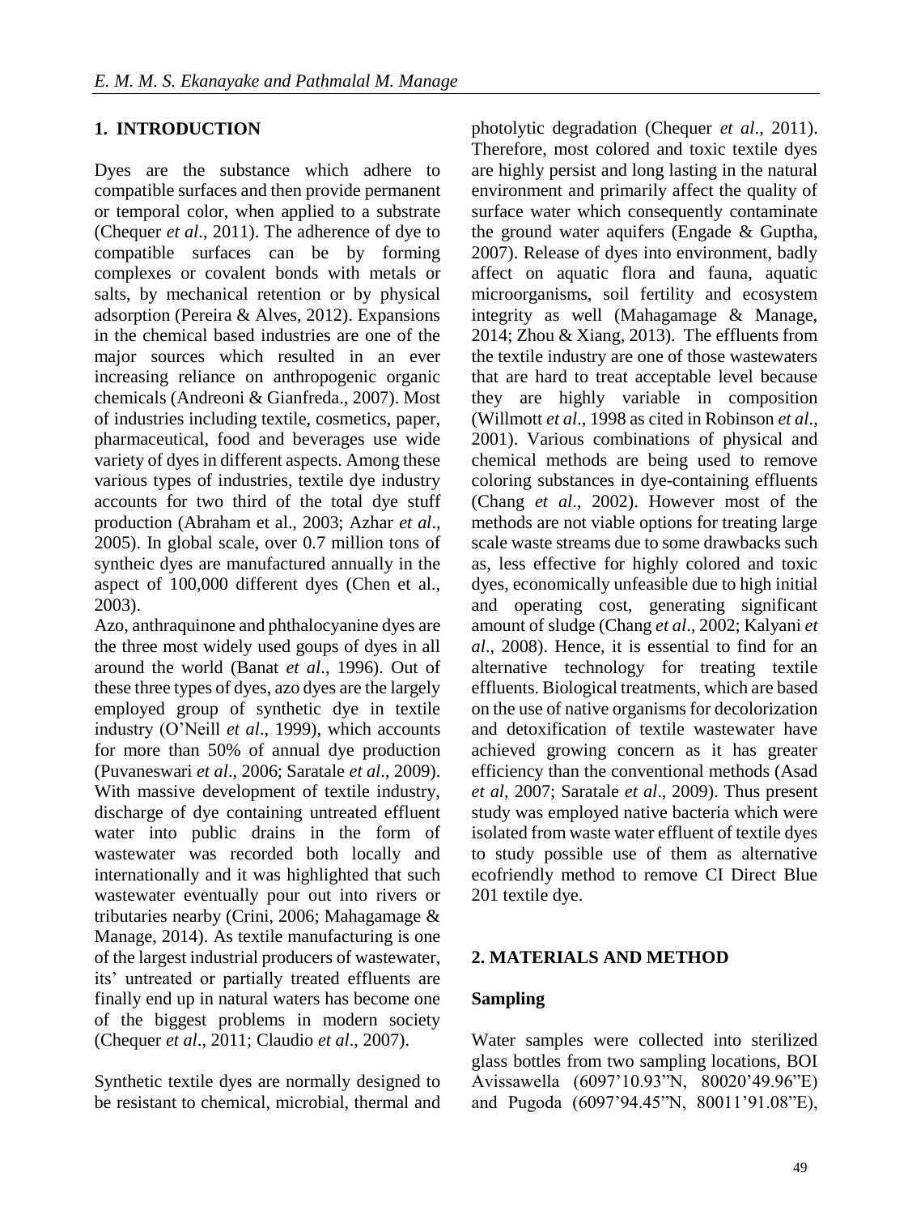## 1. INTRODUCTION

Dyes are the substance which adhere to compatible surfaces and then provide permanent or temporal color, when applied to a substrate (Chequer *et al*., 2011). The adherence of dye to compatible surfaces can be by forming complexes or covalent bonds with metals or salts, by mechanical retention or by physical adsorption (Pereira & Alves, 2012). Expansions in the chemical based industries are one of the major sources which resulted in an ever increasing reliance on anthropogenic organic chemicals (Andreoni & Gianfreda., 2007). Most of industries including textile, cosmetics, paper, pharmaceutical, food and beverages use wide variety of dyes in different aspects. Among these various types of industries, textile dye industry accounts for two third of the total dye stuff production (Abraham et al., 2003; Azhar *et al*., 2005). In global scale, over 0.7 million tons of syntheic dyes are manufactured annually in the aspect of 100,000 different dyes (Chen et al., 2003).

Azo, anthraquinone and phthalocyanine dyes are the three most widely used goups of dyes in all around the world (Banat *et al*., 1996). Out of these three types of dyes, azo dyes are the largely employed group of synthetic dye in textile industry (O'Neill *et al*., 1999), which accounts for more than 50% of annual dye production (Puvaneswari *et al*., 2006; Saratale *et al*., 2009). With massive development of textile industry, discharge of dye containing untreated effluent water into public drains in the form of wastewater was recorded both locally and internationally and it was highlighted that such wastewater eventually pour out into rivers or tributaries nearby (Crini, 2006; Mahagamage & Manage, 2014). As textile manufacturing is one of the largest industrial producers of wastewater, its' untreated or partially treated effluents are finally end up in natural waters has become one of the biggest problems in modern society (Chequer *et al*., 2011; Claudio *et al*., 2007).

Synthetic textile dyes are normally designed to be resistant to chemical, microbial, thermal and photolytic degradation (Chequer *et al*., 2011). Therefore, most colored and toxic textile dyes are highly persist and long lasting in the natural environment and primarily affect the quality of surface water which consequently contaminate the ground water aquifers (Engade & Guptha, 2007). Release of dyes into environment, badly affect on aquatic flora and fauna, aquatic microorganisms, soil fertility and ecosystem integrity as well (Mahagamage & Manage, 2014; Zhou & Xiang, 2013). The effluents from the textile industry are one of those wastewaters that are hard to treat acceptable level because they are highly variable in composition (Willmott *et al*., 1998 as cited in Robinson *et al*., 2001). Various combinations of physical and chemical methods are being used to remove coloring substances in dye-containing effluents (Chang *et al*., 2002). However most of the methods are not viable options for treating large scale waste streams due to some drawbacks such as, less effective for highly colored and toxic dyes, economically unfeasible due to high initial and operating cost, generating significant amount of sludge (Chang *et al*., 2002; Kalyani *et al*., 2008). Hence, it is essential to find for an alternative technology for treating textile effluents. Biological treatments, which are based on the use of native organisms for decolorization and detoxification of textile wastewater have achieved growing concern as it has greater efficiency than the conventional methods (Asad *et al*, 2007; Saratale *et al*., 2009). Thus present study was employed native bacteria which were isolated from waste water effluent of textile dyes to study possible use of them as alternative ecofriendly method to remove CI Direct Blue 201 textile dye.

## 2. MATERIALS AND METHOD

### Sampling

Water samples were collected into sterilized glass bottles from two sampling locations, BOI Avissawella (6097'10.93"N, 80020'49.96"E) and Pugoda (6097'94.45"N, 80011'91.08"E),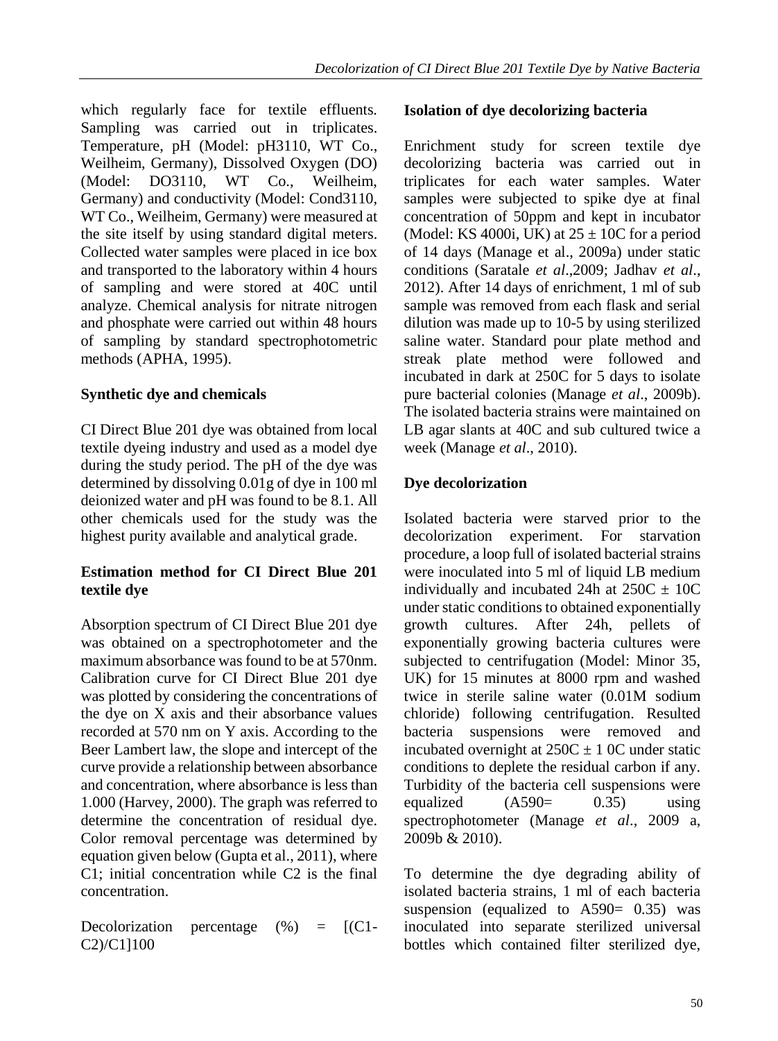which regularly face for textile effluents. Sampling was carried out in triplicates. Temperature, pH (Model: pH3110, WT Co., Weilheim, Germany), Dissolved Oxygen (DO) (Model: DO3110, WT Co., Weilheim, Germany) and conductivity (Model: Cond3110, WT Co., Weilheim, Germany) were measured at the site itself by using standard digital meters. Collected water samples were placed in ice box and transported to the laboratory within 4 hours of sampling and were stored at 40C until analyze. Chemical analysis for nitrate nitrogen and phosphate were carried out within 48 hours of sampling by standard spectrophotometric methods (APHA, 1995).

**Synthetic dye and chemicals**

CI Direct Blue 201 dye was obtained from local textile dyeing industry and used as a model dye during the study period. The pH of the dye was determined by dissolving 0.01g of dye in 100 ml deionized water and pH was found to be 8.1. All other chemicals used for the study was the highest purity available and analytical grade.

**Estimation method for CI Direct Blue 201 textile dye**

Absorption spectrum of CI Direct Blue 201 dye was obtained on a spectrophotometer and the maximum absorbance was found to be at 570nm. Calibration curve for CI Direct Blue 201 dye was plotted by considering the concentrations of the dye on X axis and their absorbance values recorded at 570 nm on Y axis. According to the Beer Lambert law, the slope and intercept of the curve provide a relationship between absorbance and concentration, where absorbance is less than 1.000 (Harvey, 2000). The graph was referred to determine the concentration of residual dye. Color removal percentage was determined by equation given below (Gupta et al., 2011), where C1; initial concentration while C2 is the final concentration.

Decolorization percentage (%) = [(C1-C2)/C1]100

**Isolation of dye decolorizing bacteria**

Enrichment study for screen textile dye decolorizing bacteria was carried out in triplicates for each water samples. Water samples were subjected to spike dye at final concentration of 50ppm and kept in incubator (Model: KS 4000i, UK) at 25 ± 10C for a period of 14 days (Manage et al., 2009a) under static conditions (Saratale *et al*.,2009; Jadhav *et al*., 2012). After 14 days of enrichment, 1 ml of sub sample was removed from each flask and serial dilution was made up to 10-5 by using sterilized saline water. Standard pour plate method and streak plate method were followed and incubated in dark at 250C for 5 days to isolate pure bacterial colonies (Manage *et al*., 2009b). The isolated bacteria strains were maintained on LB agar slants at 40C and sub cultured twice a week (Manage *et al*., 2010).

**Dye decolorization**

Isolated bacteria were starved prior to the decolorization experiment. For starvation procedure, a loop full of isolated bacterial strains were inoculated into 5 ml of liquid LB medium individually and incubated 24h at 250C ± 10C under static conditions to obtained exponentially growth cultures. After 24h, pellets of exponentially growing bacteria cultures were subjected to centrifugation (Model: Minor 35, UK) for 15 minutes at 8000 rpm and washed twice in sterile saline water (0.01M sodium chloride) following centrifugation. Resulted bacteria suspensions were removed and incubated overnight at 250C ± 1 0C under static conditions to deplete the residual carbon if any. Turbidity of the bacteria cell suspensions were equalized (A590= 0.35) using spectrophotometer (Manage *et al*., 2009 a, 2009b & 2010).

To determine the dye degrading ability of isolated bacteria strains, 1 ml of each bacteria suspension (equalized to A590= 0.35) was inoculated into separate sterilized universal bottles which contained filter sterilized dye,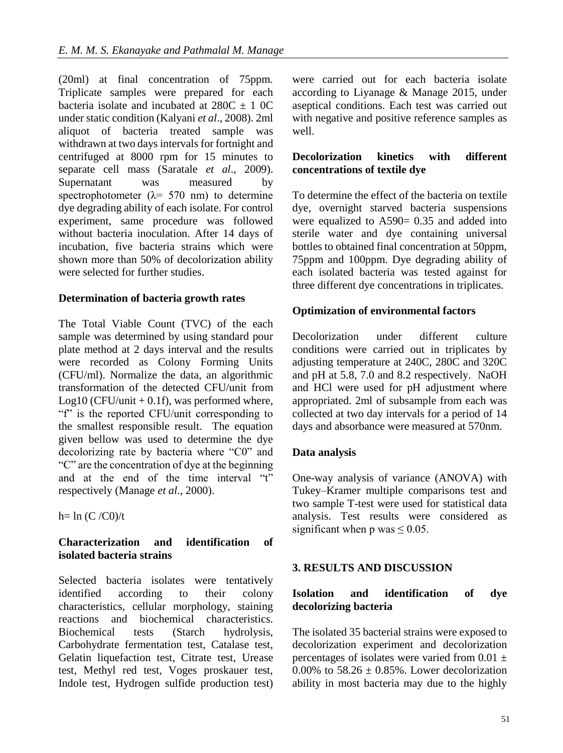(20ml) at final concentration of 75ppm. Triplicate samples were prepared for each bacteria isolate and incubated at 280C ± 1 0C under static condition (Kalyani *et al*., 2008). 2ml aliquot of bacteria treated sample was withdrawn at two days intervals for fortnight and centrifuged at 8000 rpm for 15 minutes to separate cell mass (Saratale *et al*., 2009). Supernatant was measured by spectrophotometer (λ= 570 nm) to determine dye degrading ability of each isolate. For control experiment, same procedure was followed without bacteria inoculation. After 14 days of incubation, five bacteria strains which were shown more than 50% of decolorization ability were selected for further studies.

**Determination of bacteria growth rates**

The Total Viable Count (TVC) of the each sample was determined by using standard pour plate method at 2 days interval and the results were recorded as Colony Forming Units (CFU/ml). Normalize the data, an algorithmic transformation of the detected CFU/unit from Log10 (CFU/unit + 0.1f), was performed where, "f" is the reported CFU/unit corresponding to the smallest responsible result. The equation given bellow was used to determine the dye decolorizing rate by bacteria where "C0" and "C" are the concentration of dye at the beginning and at the end of the time interval "t" respectively (Manage *et al*., 2000).

$$h = \ln (C / C_0)/t$$

**Characterization and identification of isolated bacteria strains**

Selected bacteria isolates were tentatively identified according to their colony characteristics, cellular morphology, staining reactions and biochemical characteristics. Biochemical tests (Starch hydrolysis, Carbohydrate fermentation test, Catalase test, Gelatin liquefaction test, Citrate test, Urease test, Methyl red test, Voges proskauer test, Indole test, Hydrogen sulfide production test) were carried out for each bacteria isolate according to Liyanage & Manage 2015, under aseptical conditions. Each test was carried out with negative and positive reference samples as well.

**Decolorization kinetics with different concentrations of textile dye**

To determine the effect of the bacteria on textile dye, overnight starved bacteria suspensions were equalized to A590= 0.35 and added into sterile water and dye containing universal bottles to obtained final concentration at 50ppm, 75ppm and 100ppm. Dye degrading ability of each isolated bacteria was tested against for three different dye concentrations in triplicates.

**Optimization of environmental factors**

Decolorization under different culture conditions were carried out in triplicates by adjusting temperature at 240C, 280C and 320C and pH at 5.8, 7.0 and 8.2 respectively. NaOH and HCl were used for pH adjustment where appropriated. 2ml of subsample from each was collected at two day intervals for a period of 14 days and absorbance were measured at 570nm.

**Data analysis**

One-way analysis of variance (ANOVA) with Tukey–Kramer multiple comparisons test and two sample T-test were used for statistical data analysis. Test results were considered as significant when p was $\leq 0.05$.

## 3. RESULTS AND DISCUSSION

**Isolation and identification of dye decolorizing bacteria**

The isolated 35 bacterial strains were exposed to decolorization experiment and decolorization percentages of isolates were varied from 0.01 ± 0.00% to 58.26 ± 0.85%. Lower decolorization ability in most bacteria may due to the highly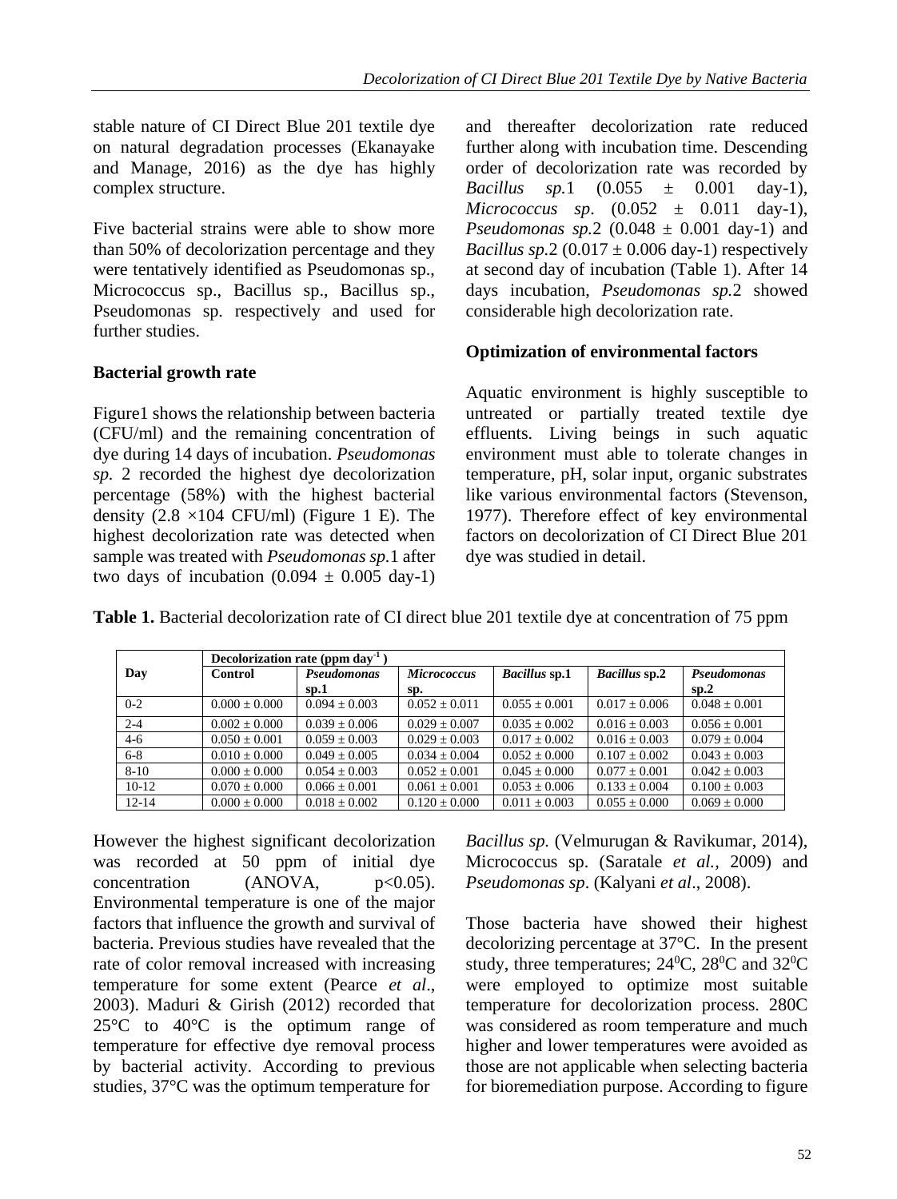stable nature of CI Direct Blue 201 textile dye on natural degradation processes (Ekanayake and Manage, 2016) as the dye has highly complex structure.

Five bacterial strains were able to show more than 50% of decolorization percentage and they were tentatively identified as Pseudomonas sp., Micrococcus sp., Bacillus sp., Bacillus sp., Pseudomonas sp. respectively and used for further studies.

**Bacterial growth rate**

Figure1 shows the relationship between bacteria (CFU/ml) and the remaining concentration of dye during 14 days of incubation. *Pseudomonas sp.* 2 recorded the highest dye decolorization percentage (58%) with the highest bacterial density (2.8 ×104 CFU/ml) (Figure 1 E). The highest decolorization rate was detected when sample was treated with *Pseudomonas sp.*1 after two days of incubation (0.094 ± 0.005 day-1) and thereafter decolorization rate reduced further along with incubation time. Descending order of decolorization rate was recorded by *Bacillus sp.*1 (0.055 ± 0.001 day-1), *Micrococcus sp*. (0.052 ± 0.011 day-1), *Pseudomonas sp.*2 (0.048 ± 0.001 day-1) and *Bacillus sp.*2 (0.017 ± 0.006 day-1) respectively at second day of incubation (Table 1). After 14 days incubation, *Pseudomonas sp.*2 showed considerable high decolorization rate.

**Optimization of environmental factors**

Aquatic environment is highly susceptible to untreated or partially treated textile dye effluents. Living beings in such aquatic environment must able to tolerate changes in temperature, pH, solar input, organic substrates like various environmental factors (Stevenson, 1977). Therefore effect of key environmental factors on decolorization of CI Direct Blue 201 dye was studied in detail.

**Table 1.** Bacterial decolorization rate of CI direct blue 201 textile dye at concentration of 75 ppm

| Day | Decolorization rate (ppm day$^{-1}$) | | | | | |
|---|---|---|---|---|---|---|
| | Control | *Pseudomonas* sp.1 | *Micrococcus* sp. | *Bacillus* sp.1 | *Bacillus* sp.2 | *Pseudomonas* sp.2 |
| 0-2 | 0.000 ± 0.000 | 0.094 ± 0.003 | 0.052 ± 0.011 | 0.055 ± 0.001 | 0.017 ± 0.006 | 0.048 ± 0.001 |
| 2-4 | 0.002 ± 0.000 | 0.039 ± 0.006 | 0.029 ± 0.007 | 0.035 ± 0.002 | 0.016 ± 0.003 | 0.056 ± 0.001 |
| 4-6 | 0.050 ± 0.001 | 0.059 ± 0.003 | 0.029 ± 0.003 | 0.017 ± 0.002 | 0.016 ± 0.003 | 0.079 ± 0.004 |
| 6-8 | 0.010 ± 0.000 | 0.049 ± 0.005 | 0.034 ± 0.004 | 0.052 ± 0.000 | 0.107 ± 0.002 | 0.043 ± 0.003 |
| 8-10 | 0.000 ± 0.000 | 0.054 ± 0.003 | 0.052 ± 0.001 | 0.045 ± 0.000 | 0.077 ± 0.001 | 0.042 ± 0.003 |
| 10-12 | 0.070 ± 0.000 | 0.066 ± 0.001 | 0.061 ± 0.001 | 0.053 ± 0.006 | 0.133 ± 0.004 | 0.100 ± 0.003 |
| 12-14 | 0.000 ± 0.000 | 0.018 ± 0.002 | 0.120 ± 0.000 | 0.011 ± 0.003 | 0.055 ± 0.000 | 0.069 ± 0.000 |

However the highest significant decolorization was recorded at 50 ppm of initial dye concentration (ANOVA, $p<0.05$). Environmental temperature is one of the major factors that influence the growth and survival of bacteria. Previous studies have revealed that the rate of color removal increased with increasing temperature for some extent (Pearce *et al*., 2003). Maduri & Girish (2012) recorded that 25°C to 40°C is the optimum range of temperature for effective dye removal process by bacterial activity. According to previous studies, 37°C was the optimum temperature for *Bacillus sp.* (Velmurugan & Ravikumar, 2014), Micrococcus sp. (Saratale *et al.,* 2009) and *Pseudomonas sp*. (Kalyani *et al*., 2008).

Those bacteria have showed their highest decolorizing percentage at 37°C. In the present study, three temperatures; $24^0$C, $28^0$C and $32^0$C were employed to optimize most suitable temperature for decolorization process. 280C was considered as room temperature and much higher and lower temperatures were avoided as those are not applicable when selecting bacteria for bioremediation purpose. According to figure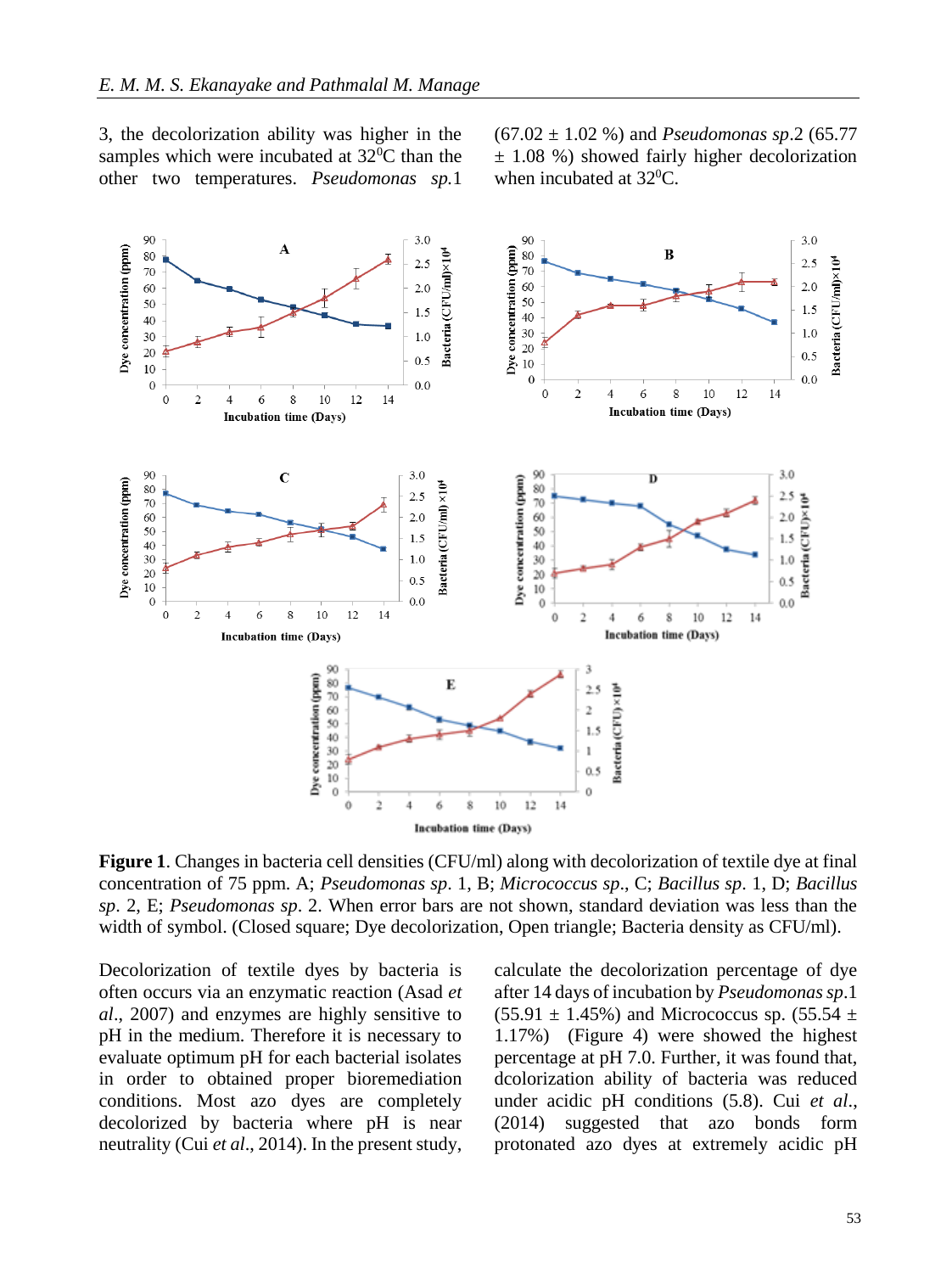3, the decolorization ability was higher in the samples which were incubated at $32^0$C than the other two temperatures. *Pseudomonas sp.*1 (67.02 ± 1.02 %) and *Pseudomonas sp.*2 (65.77 ± 1.08 %) showed fairly higher decolorization when incubated at $32^0$C.

**Figure 1**. Changes in bacteria cell densities (CFU/ml) along with decolorization of textile dye at final concentration of 75 ppm. A; *Pseudomonas sp*. 1, B; *Micrococcus sp*., C; *Bacillus sp*. 1, D; *Bacillus sp*. 2, E; *Pseudomonas sp*. 2. When error bars are not shown, standard deviation was less than the width of symbol. (Closed square; Dye decolorization, Open triangle; Bacteria density as CFU/ml).

Decolorization of textile dyes by bacteria is often occurs via an enzymatic reaction (Asad *et al*., 2007) and enzymes are highly sensitive to pH in the medium. Therefore it is necessary to evaluate optimum pH for each bacterial isolates in order to obtained proper bioremediation conditions. Most azo dyes are completly decolorized by bacteria where pH is near neutrality (Cui *et al*., 2014). In the present study, calculate the decolorization percentage of dye after 14 days of incubation by *Pseudomonas sp.*1 (55.91 ± 1.45%) and Micrococcus sp. (55.54 ± 1.17%) (Figure 4) were showed the highest percentage at pH 7.0. Further, it was found that, dcolorization ability of bacteria was reduced under acidic pH conditions (5.8). Cui *et al*., (2014) suggested that azo bonds form protonated azo dyes at extremely acidic pH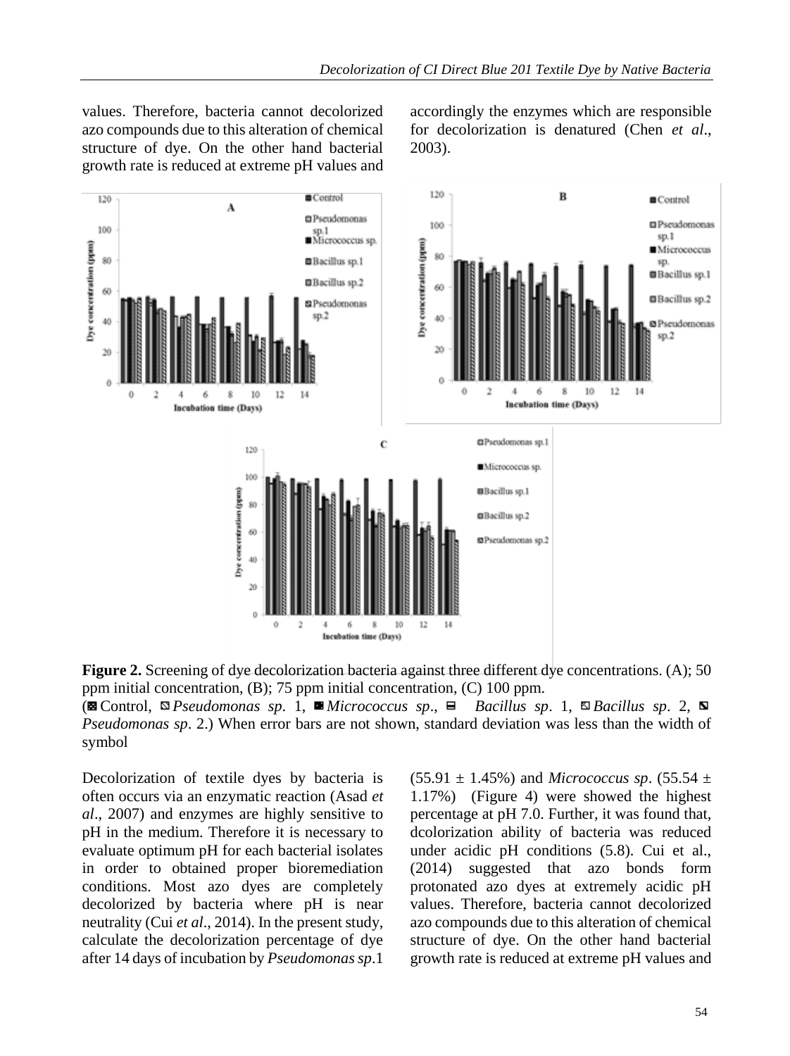values. Therefore, bacteria cannot decolorized azo compounds due to this alteration of chemical structure of dye. On the other hand bacterial growth rate is reduced at extreme pH values and accordingly the enzymes which are responsible for decolorization is denatured (Chen *et al*., 2003).

A

120
100
80
60
40
20
0

Dye concentration (ppm)

0 2 4 6 8 10 12 14

Incubation time (Days)

Control
Pseudomonas sp.1
Micrococcus sp.
Bacillus sp.1
Bacillus sp.2
Pseudomonas sp.2

B

120
100
80
60
40
20
0

Dye concentration (ppm)

0 2 4 6 8 10 12 14

Incubation time (Days)

Control
Pseudomonas sp.1
Micrococcus sp.
Bacillus sp.1
Bacillus sp.2
Pseudomonas sp.2

C

120
100
80
60
40
20
0

Dye concentration (ppm)

0 2 4 6 8 10 12 14

Incubation time (Days)

Pseudomonas sp.1
Micrococcus sp.
Bacillus sp.1
Bacillus sp.2
Pseudomonas sp.2

**Figure 2.** Screening of dye decolorization bacteria against three different dye concentrations. (A); 50 ppm initial concentration, (B); 75 ppm initial concentration, (C) 100 ppm.
( Control, *Pseudomonas sp.* 1, *Micrococcus sp*., *Bacillus sp*. 1, *Bacillus sp*. 2, *Pseudomonas sp*. 2.) When error bars are not shown, standard deviation was less than the width of symbol

Decolorization of textile dyes by bacteria is often occurs via an enzymatic reaction (Asad *et al*., 2007) and enzymes are highly sensitive to pH in the medium. Therefore it is necessary to evaluate optimum pH for each bacterial isolates in order to obtained proper bioremediation conditions. Most azo dyes are completely decolorized by bacteria where pH is near neutrality (Cui *et al*., 2014). In the present study, calculate the decolorization percentage of dye after 14 days of incubation by *Pseudomonas sp*.1 (55.91 ± 1.45%) and *Micrococcus sp*. (55.54 ± 1.17%) (Figure 4) were showed the highest percentage at pH 7.0. Further, it was found that, dcolorization ability of bacteria was reduced under acidic pH conditions (5.8). Cui et al., (2014) suggested that azo bonds form protonated azo dyes at extremely acidic pH values. Therefore, bacteria cannot decolorized azo compounds due to this alteration of chemical structure of dye. On the other hand bacterial growth rate is reduced at extreme pH values and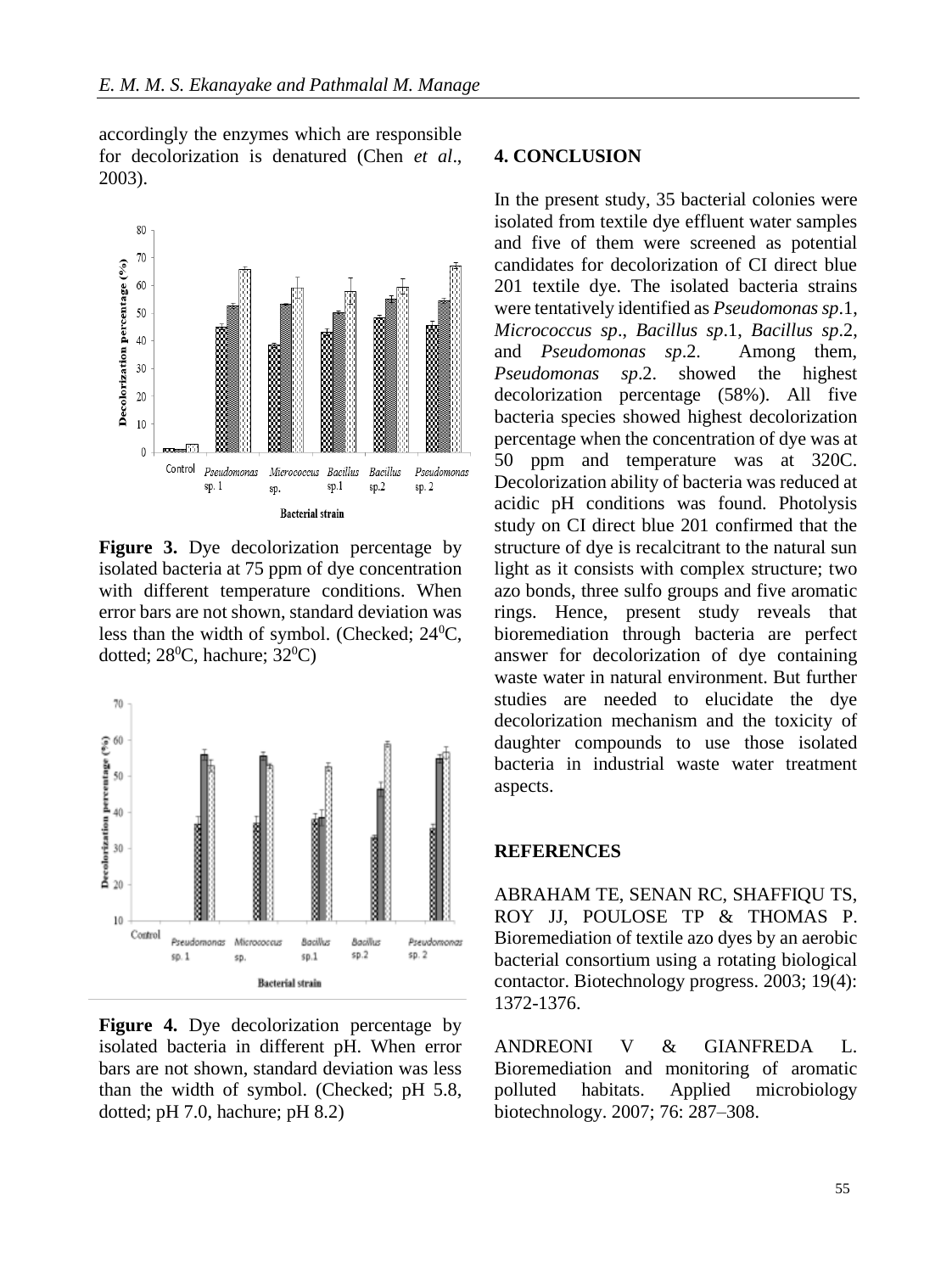accordingly the enzymes which are responsible for decolorization is denatured (Chen *et al*., 2003).

80
70
60
50
40
30
20
10
0
Decolorization percentage (%)
Control
*Pseudomonas* sp. 1
*Micrococcus* sp.
*Bacillus* sp.1
*Bacillus* sp.2
*Pseudomonas* sp. 2
Bacterial strain

**Figure 3.** Dye decolorization percentage by isolated bacteria at 75 ppm of dye concentration with different temperature conditions. When error bars are not shown, standard deviation was less than the width of symbol. (Checked; $24^0$C, dotted; $28^0$C, hachure; $32^0$C)

70
60
50
40
30
20
10
Decolorization percentage (%)
Control
*Pseudomonas* sp. 1
*Micrococcus* sp.
*Bacillus* sp.1
*Bacillus* sp.2
*Pseudomonas* sp. 2
Bacterial strain

**Figure 4.** Dye decolorization percentage by isolated bacteria in different pH. When error bars are not shown, standard deviation was less than the width of symbol. (Checked; pH 5.8, dotted; pH 7.0, hachure; pH 8.2)

## 4. CONCLUSION

In the present study, 35 bacterial colonies were isolated from textile dye effluent water samples and five of them were screened as potential candidates for decolorization of CI direct blue 201 textile dye. The isolated bacteria strains were tentatively identified as *Pseudomonas sp*.1, *Micrococcus sp*., *Bacillus sp*.1, *Bacillus sp*.2, and *Pseudomonas sp*.2. Among them, *Pseudomonas sp*.2. showed the highest decolorization percentage (58%). All five bacteria species showed highest decolorization percentage when the concentration of dye was at 50 ppm and temperature was at 320C. Decolorization ability of bacteria was reduced at acidic pH conditions was found. Photolysis study on CI direct blue 201 confirmed that the structure of dye is recalcitrant to the natural sun light as it consists with complex structure; two azo bonds, three sulfo groups and five aromatic rings. Hence, present study reveals that bioremediation through bacteria are perfect answer for decolorization of dye containing waste water in natural environment. But further studies are needed to elucidate the dye decolorization mechanism and the toxicity of daughter compounds to use those isolated bacteria in industrial waste water treatment aspects.

## REFERENCES

ABRAHAM TE, SENAN RC, SHAFFIQU TS, ROY JJ, POULOSE TP & THOMAS P. Bioremediation of textile azo dyes by an aerobic bacterial consortium using a rotating biological contactor. Biotechnology progress. 2003; 19(4): 1372-1376.

ANDREONI V & GIANFREDA L. Bioremediation and monitoring of aromatic polluted habitats. Applied microbiology biotechnology. 2007; 76: 287–308.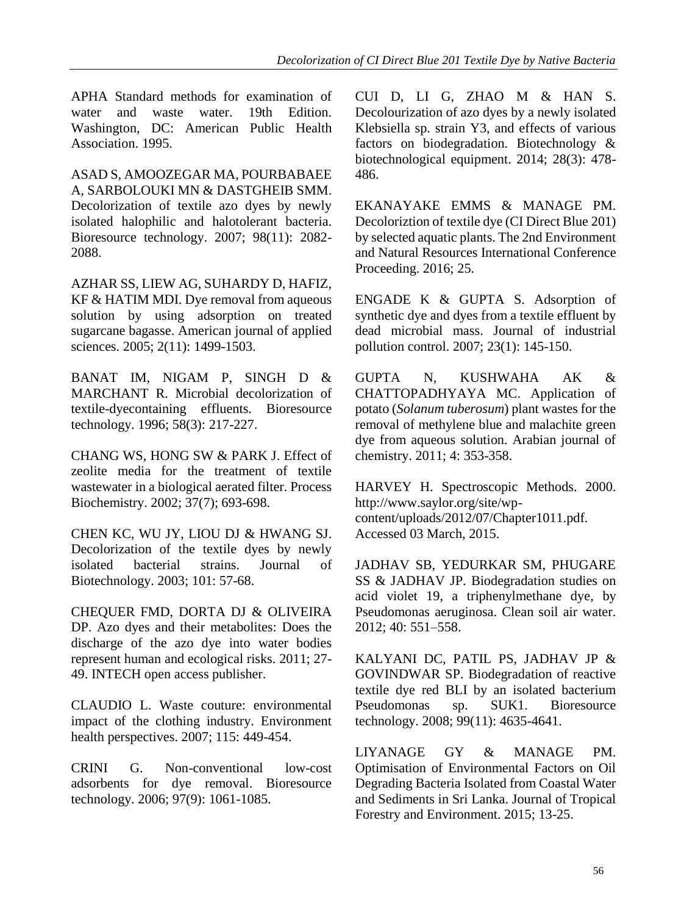APHA Standard methods for examination of water and waste water. 19th Edition. Washington, DC: American Public Health Association. 1995.

ASAD S, AMOOZEGAR MA, POURBABAEE A, SARBOLOUKI MN & DASTGHEIB SMM. Decolorization of textile azo dyes by newly isolated halophilic and halotolerant bacteria. Bioresource technology. 2007; 98(11): 2082-2088.

AZHAR SS, LIEW AG, SUHARDY D, HAFIZ, KF & HATIM MDI. Dye removal from aqueous solution by using adsorption on treated sugarcane bagasse. American journal of applied sciences. 2005; 2(11): 1499-1503.

BANAT IM, NIGAM P, SINGH D & MARCHANT R. Microbial decolorization of textile-dyecontaining effluents. Bioresource technology. 1996; 58(3): 217-227.

CHANG WS, HONG SW & PARK J. Effect of zeolite media for the treatment of textile wastewater in a biological aerated filter. Process Biochemistry. 2002; 37(7); 693-698.

CHEN KC, WU JY, LIOU DJ & HWANG SJ. Decolorization of the textile dyes by newly isolated bacterial strains. Journal of Biotechnology. 2003; 101: 57-68.

CHEQUER FMD, DORTA DJ & OLIVEIRA DP. Azo dyes and their metabolites: Does the discharge of the azo dye into water bodies represent human and ecological risks. 2011; 27-49. INTECH open access publisher.

CLAUDIO L. Waste couture: environmental impact of the clothing industry. Environment health perspectives. 2007; 115: 449-454.

CRINI G. Non-conventional low-cost adsorbents for dye removal. Bioresource technology. 2006; 97(9): 1061-1085.

CUI D, LI G, ZHAO M & HAN S. Decolourization of azo dyes by a newly isolated Klebsiella sp. strain Y3, and effects of various factors on biodegradation. Biotechnology & biotechnological equipment. 2014; 28(3): 478-486.

EKANAYAKE EMMS & MANAGE PM. Decoloriztion of textile dye (CI Direct Blue 201) by selected aquatic plants. The 2nd Environment and Natural Resources International Conference Proceeding. 2016; 25.

ENGADE K & GUPTA S. Adsorption of synthetic dye and dyes from a textile effluent by dead microbial mass. Journal of industrial pollution control. 2007; 23(1): 145-150.

GUPTA N, KUSHWAHA AK & CHATTOPADHYAYA MC. Application of potato (*Solanum tuberosum*) plant wastes for the removal of methylene blue and malachite green dye from aqueous solution. Arabian journal of chemistry. 2011; 4: 353-358.

HARVEY H. Spectroscopic Methods. 2000. http://www.saylor.org/site/wp-content/uploads/2012/07/Chapter1011.pdf. Accessed 03 March, 2015.

JADHAV SB, YEDURKAR SM, PHUGARE SS & JADHAV JP. Biodegradation studies on acid violet 19, a triphenylmethane dye, by Pseudomonas aeruginosa. Clean soil air water. 2012; 40: 551–558.

KALYANI DC, PATIL PS, JADHAV JP & GOVINDWAR SP. Biodegradation of reactive textile dye red BLI by an isolated bacterium Pseudomonas sp. SUK1. Bioresource technology. 2008; 99(11): 4635-4641.

LIYANAGE GY & MANAGE PM. Optimisation of Environmental Factors on Oil Degrading Bacteria Isolated from Coastal Water and Sediments in Sri Lanka. Journal of Tropical Forestry and Environment. 2015; 13-25.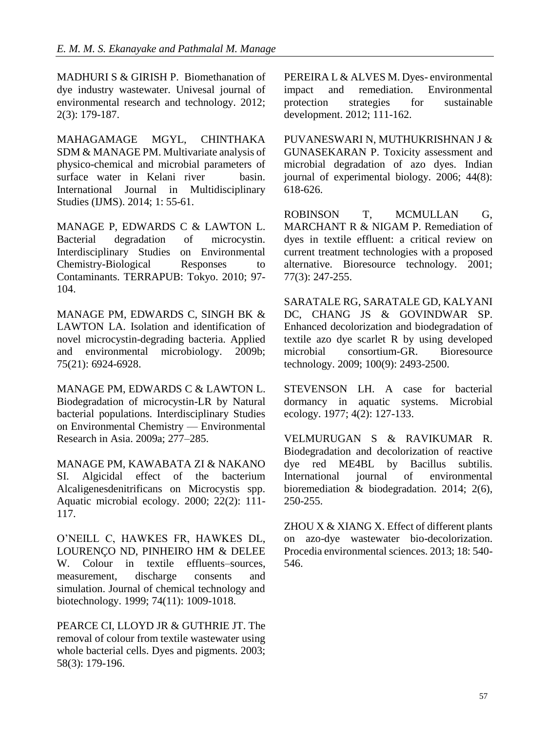MADHURI S & GIRISH P. Biomethanation of dye industry wastewater. Univesal journal of environmental research and technology. 2012; 2(3): 179-187.

MAHAGAMAGE MGYL, CHINTHAKA SDM & MANAGE PM. Multivariate analysis of physico-chemical and microbial parameters of surface water in Kelani river basin. International Journal in Multidisciplinary Studies (IJMS). 2014; 1: 55-61.

MANAGE P, EDWARDS C & LAWTON L. Bacterial degradation of microcystin. Interdisciplinary Studies on Environmental Chemistry-Biological Responses to Contaminants. TERRAPUB: Tokyo. 2010; 97-104.

MANAGE PM, EDWARDS C, SINGH BK & LAWTON LA. Isolation and identification of novel microcystin-degrading bacteria. Applied and environmental microbiology. 2009b; 75(21): 6924-6928.

MANAGE PM, EDWARDS C & LAWTON L. Biodegradation of microcystin-LR by Natural bacterial populations. Interdisciplinary Studies on Environmental Chemistry — Environmental Research in Asia. 2009a; 277–285.

MANAGE PM, KAWABATA ZI & NAKANO SI. Algicidal effect of the bacterium Alcaligenesdenitrificans on Microcystis spp. Aquatic microbial ecology. 2000; 22(2): 111-117.

O'NEILL C, HAWKES FR, HAWKES DL, LOURENÇO ND, PINHEIRO HM & DELEE W. Colour in textile effluents–sources, measurement, discharge consents and simulation. Journal of chemical technology and biotechnology. 1999; 74(11): 1009-1018.

PEARCE CI, LLOYD JR & GUTHRIE JT. The removal of colour from textile wastewater using whole bacterial cells. Dyes and pigments. 2003; 58(3): 179-196.

PEREIRA L & ALVES M. Dyes- environmental impact and remediation. Environmental protection strategies for sustainable development. 2012; 111-162.

PUVANESWARI N, MUTHUKRISHNAN J & GUNASEKARAN P. Toxicity assessment and microbial degradation of azo dyes. Indian journal of experimental biology. 2006; 44(8): 618-626.

ROBINSON T, MCMULLAN G, MARCHANT R & NIGAM P. Remediation of dyes in textile effluent: a critical review on current treatment technologies with a proposed alternative. Bioresource technology. 2001; 77(3): 247-255.

SARATALE RG, SARATALE GD, KALYANI DC, CHANG JS & GOVINDWAR SP. Enhanced decolorization and biodegradation of textile azo dye scarlet R by using developed microbial consortium-GR. Bioresource technology. 2009; 100(9): 2493-2500.

STEVENSON LH. A case for bacterial dormancy in aquatic systems. Microbial ecology. 1977; 4(2): 127-133.

VELMURUGAN S & RAVIKUMAR R. Biodegradation and decolorization of reactive dye red ME4BL by Bacillus subtilis. International journal of environmental bioremediation & biodegradation. 2014; 2(6), 250-255.

ZHOU X & XIANG X. Effect of different plants on azo-dye wastewater bio-decolorization. Procedia environmental sciences. 2013; 18: 540-546.